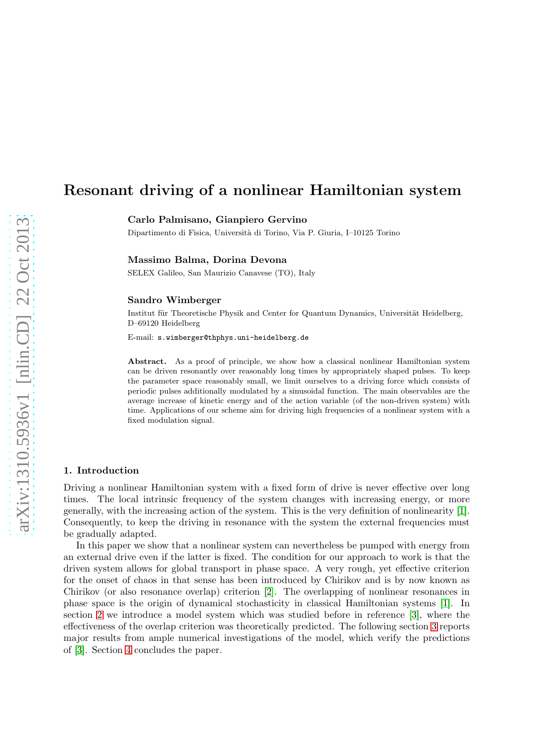# Resonant driving of a nonlinear Hamiltonian system

**Carlo Palmisano, Gianpiero Gervino**

Dipartimento di Fisica, Università di Torino, Via P. Giuria, I–10125 Torino

**Massimo Balma, Dorina Devona**

SELEX Galileo, San Maurizio Canavese (TO), Italy

**Sandro Wimberger**

Institut für Theoretische Physik and Center for Quantum Dynamics, Universität Heidelberg, D–69120 Heidelberg

E-mail: `s.wimberger@thphys.uni-heidelberg.de`

**Abstract.** As a proof of principle, we show how a classical nonlinear Hamiltonian system can be driven resonantly over reasonably long times by appropriately shaped pulses. To keep the parameter space reasonably small, we limit ourselves to a driving force which consists of periodic pulses additionally modulated by a sinusoidal function. The main observables are the average increase of kinetic energy and of the action variable (of the non-driven system) with time. Applications of our scheme aim for driving high frequencies of a nonlinear system with a fixed modulation signal.

## 1. Introduction

Driving a nonlinear Hamiltonian system with a fixed form of drive is never effective over long times. The local intrinsic frequency of the system changes with increasing energy, or more generally, with the increasing action of the system. This is the very definition of nonlinearity [1]. Consequently, to keep the driving in resonance with the system the external frequencies must be gradually adapted.

In this paper we show that a nonlinear system can nevertheless be pumped with energy from an external drive even if the latter is fixed. The condition for our approach to work is that the driven system allows for global transport in phase space. A very rough, yet effective criterion for the onset of chaos in that sense has been introduced by Chirikov and is by now known as Chirikov (or also resonance overlap) criterion [2]. The overlapping of nonlinear resonances in phase space is the origin of dynamical stochasticity in classical Hamiltonian systems [1]. In section 2 we introduce a model system which was studied before in reference [3], where the effectiveness of the overlap criterion was theoretically predicted. The following section 3 reports major results from ample numerical investigations of the model, which verify the predictions of [3]. Section 4 concludes the paper.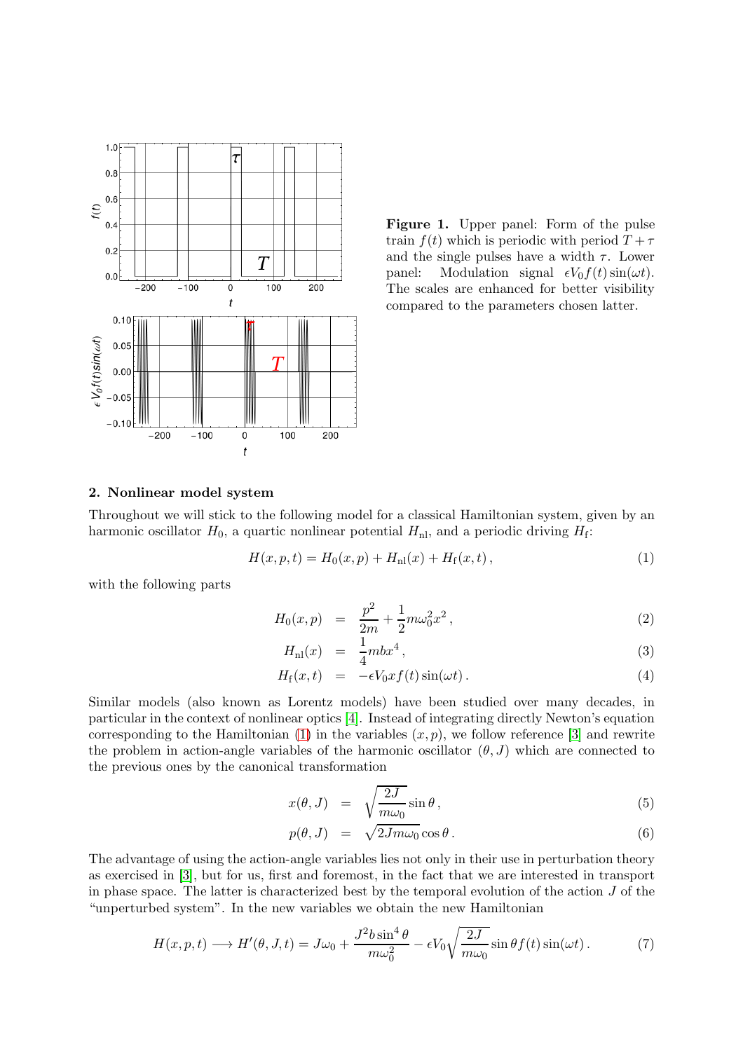**Figure 1.** Upper panel: Form of the pulse train $f(t)$ which is periodic with period $T+\tau$ and the single pulses have a width $\tau$. Lower panel: Modulation signal $\epsilon V_0 f(t)\sin(\omega t)$. The scales are enhanced for better visibility compared to the parameters chosen latter.

## 2. Nonlinear model system

Throughout we will stick to the following model for a classical Hamiltonian system, given by an harmonic oscillator $H_0$, a quartic nonlinear potential $H_{\mathrm{nl}}$, and a periodic driving $H_{\mathrm{f}}$:

$$H(x,p,t) = H_0(x,p) + H_{\mathrm{nl}}(x) + H_{\mathrm{f}}(x,t)\,, \tag{1}$$

with the following parts

$$H_0(x,p) = \frac{p^2}{2m} + \frac{1}{2}m\omega_0^2 x^2\,, \tag{2}$$

$$H_{\mathrm{nl}}(x) = \frac{1}{4}mbx^4\,, \tag{3}$$

$$H_{\mathrm{f}}(x,t) = -\epsilon V_0 x f(t)\sin(\omega t)\,. \tag{4}$$

Similar models (also known as Lorentz models) have been studied over many decades, in particular in the context of nonlinear optics [4]. Instead of integrating directly Newton's equation corresponding to the Hamiltonian (1) in the variables $(x,p)$, we follow reference [3] and rewrite the problem in action-angle variables of the harmonic oscillator $(\theta, J)$ which are connected to the previous ones by the canonical transformation

$$x(\theta,J) = \sqrt{\frac{2J}{m\omega_0}}\sin\theta\,, \tag{5}$$

$$p(\theta,J) = \sqrt{2Jm\omega_0}\cos\theta\,. \tag{6}$$

The advantage of using the action-angle variables lies not only in their use in perturbation theory as exercised in [3], but for us, first and foremost, in the fact that we are interested in transport in phase space. The latter is characterized best by the temporal evolution of the action $J$ of the "unperturbed system". In the new variables we obtain the new Hamiltonian

$$H(x,p,t) \longrightarrow H'(\theta,J,t) = J\omega_0 + \frac{J^2 b\sin^4\theta}{m\omega_0^2} - \epsilon V_0\sqrt{\frac{2J}{m\omega_0}}\sin\theta f(t)\sin(\omega t)\,. \tag{7}$$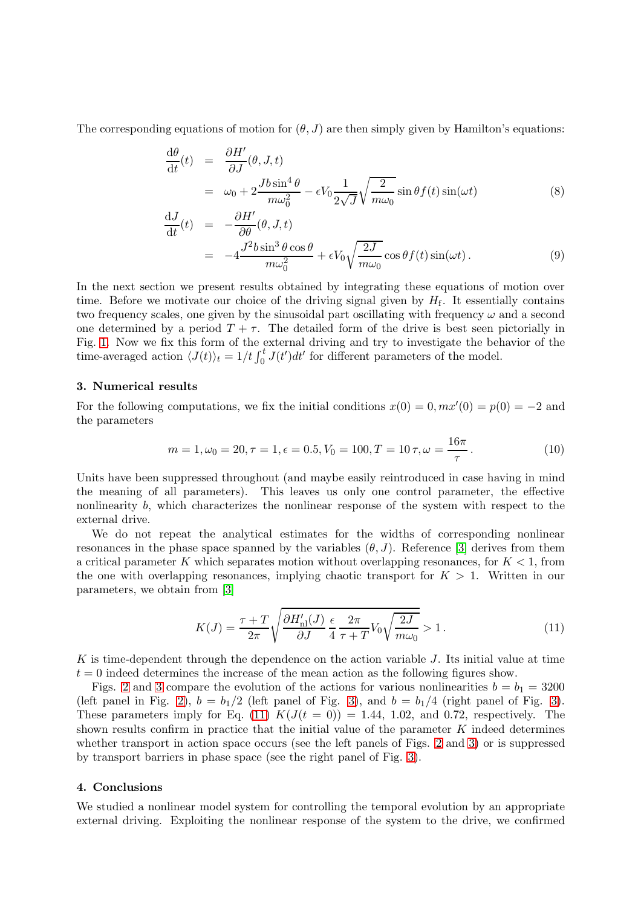The corresponding equations of motion for $(\theta, J)$ are then simply given by Hamilton's equations:

$$
\begin{aligned}
\frac{\mathrm{d}\theta}{\mathrm{d}t}(t) &= \frac{\partial H'}{\partial J}(\theta, J, t) \\
&= \omega_0 + 2\frac{Jb\sin^4\theta}{m\omega_0^2} - \epsilon V_0 \frac{1}{2\sqrt{J}}\sqrt{\frac{2}{m\omega_0}}\sin\theta f(t)\sin(\omega t)
\end{aligned}
\tag{8}
$$

$$
\begin{aligned}
\frac{\mathrm{d}J}{\mathrm{d}t}(t) &= -\frac{\partial H'}{\partial \theta}(\theta, J, t) \\
&= -4\frac{J^2 b\sin^3\theta\cos\theta}{m\omega_0^2} + \epsilon V_0\sqrt{\frac{2J}{m\omega_0}}\cos\theta f(t)\sin(\omega t)\,.
\end{aligned}
\tag{9}
$$

In the next section we present results obtained by integrating these equations of motion over time. Before we motivate our choice of the driving signal given by $H_{\mathrm{f}}$. It essentially contains two frequency scales, one given by the sinusoidal part oscillating with frequency $\omega$ and a second one determined by a period $T + \tau$. The detailed form of the drive is best seen pictorially in Fig. 1. Now we fix this form of the external driving and try to investigate the behavior of the time-averaged action $\langle J(t)\rangle_t = 1/t\int_0^t J(t')dt'$ for different parameters of the model.

### 3. Numerical results

For the following computations, we fix the initial conditions $x(0) = 0, mx'(0) = p(0) = -2$ and the parameters

$$
m = 1, \omega_0 = 20, \tau = 1, \epsilon = 0.5, V_0 = 100, T = 10\,\tau, \omega = \frac{16\pi}{\tau}\,.
\tag{10}
$$

Units have been suppressed throughout (and maybe easily reintroduced in case having in mind the meaning of all parameters). This leaves us only one control parameter, the effective nonlinearity $b$, which characterizes the nonlinear response of the system with respect to the external drive.

We do not repeat the analytical estimates for the widths of corresponding nonlinear resonances in the phase space spanned by the variables $(\theta, J)$. Reference [3] derives from them a critical parameter $K$ which separates motion without overlapping resonances, for $K < 1$, from the one with overlapping resonances, implying chaotic transport for $K > 1$. Written in our parameters, we obtain from [3]

$$
K(J) = \frac{\tau + T}{2\pi}\sqrt{\frac{\partial H'_{\mathrm{nl}}(J)}{\partial J}\,\frac{\epsilon}{4}\,\frac{2\pi}{\tau + T}V_0\sqrt{\frac{2J}{m\omega_0}}} > 1\,.
\tag{11}
$$

$K$ is time-dependent through the dependence on the action variable $J$. Its initial value at time $t = 0$ indeed determines the increase of the mean action as the following figures show.

Figs. 2 and 3 compare the evolution of the actions for various nonlinearities $b = b_1 = 3200$ (left panel in Fig. 2), $b = b_1/2$ (left panel of Fig. 3), and $b = b_1/4$ (right panel of Fig. 3). These parameters imply for Eq. (11) $K(J(t = 0)) = 1.44$, $1.02$, and $0.72$, respectively. The shown results confirm in practice that the initial value of the parameter $K$ indeed determines whether transport in action space occurs (see the left panels of Figs. 2 and 3) or is suppressed by transport barriers in phase space (see the right panel of Fig. 3).

### 4. Conclusions

We studied a nonlinear model system for controlling the temporal evolution by an appropriate external driving. Exploiting the nonlinear response of the system to the drive, we confirmed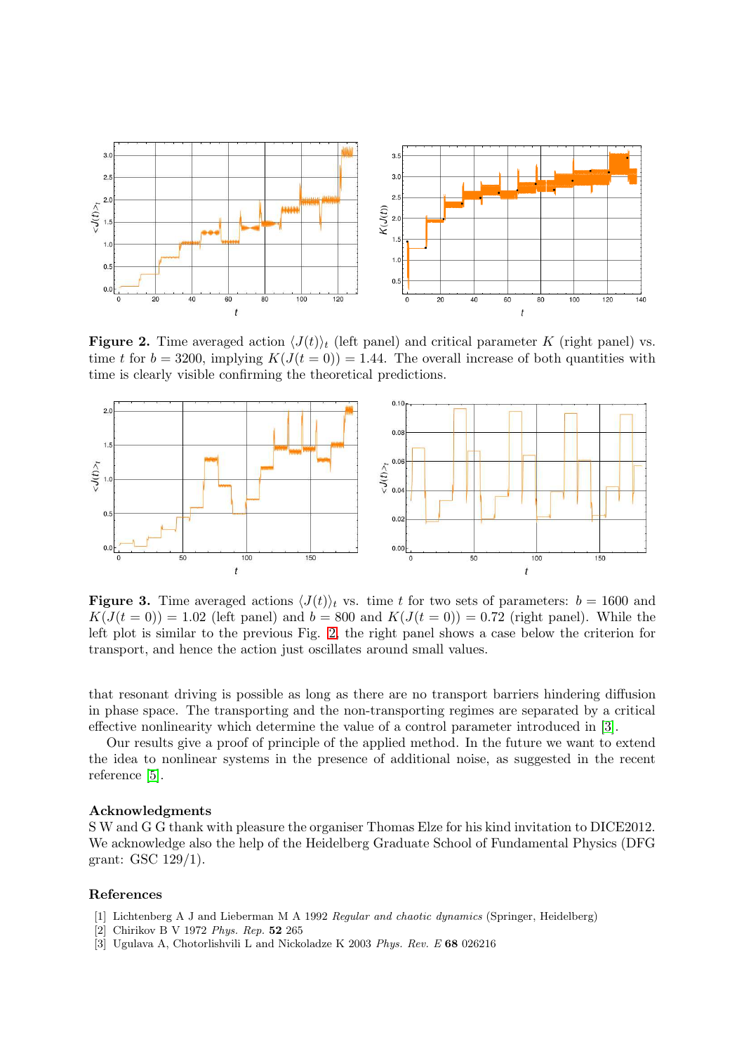**Figure 2.** Time averaged action $\langle J(t)\rangle_t$ (left panel) and critical parameter $K$ (right panel) vs. time $t$ for $b = 3200$, implying $K(J(t = 0)) = 1.44$. The overall increase of both quantities with time is clearly visible confirming the theoretical predictions.

**Figure 3.** Time averaged actions $\langle J(t)\rangle_t$ vs. time $t$ for two sets of parameters: $b = 1600$ and $K(J(t = 0)) = 1.02$ (left panel) and $b = 800$ and $K(J(t = 0)) = 0.72$ (right panel). While the left plot is similar to the previous Fig. 2, the right panel shows a case below the criterion for transport, and hence the action just oscillates around small values.

that resonant driving is possible as long as there are no transport barriers hindering diffusion in phase space. The transporting and the non-transporting regimes are separated by a critical effective nonlinearity which determine the value of a control parameter introduced in [3].

Our results give a proof of principle of the applied method. In the future we want to extend the idea to nonlinear systems in the presence of additional noise, as suggested in the recent reference [5].

## Acknowledgments

S W and G G thank with pleasure the organiser Thomas Elze for his kind invitation to DICE2012. We acknowledge also the help of the Heidelberg Graduate School of Fundamental Physics (DFG grant: GSC 129/1).

## References

[1] Lichtenberg A J and Lieberman M A 1992 *Regular and chaotic dynamics* (Springer, Heidelberg)
[2] Chirikov B V 1972 *Phys. Rep.* **52** 265
[3] Ugulava A, Chotorlishvili L and Nickoladze K 2003 *Phys. Rev. E* **68** 026216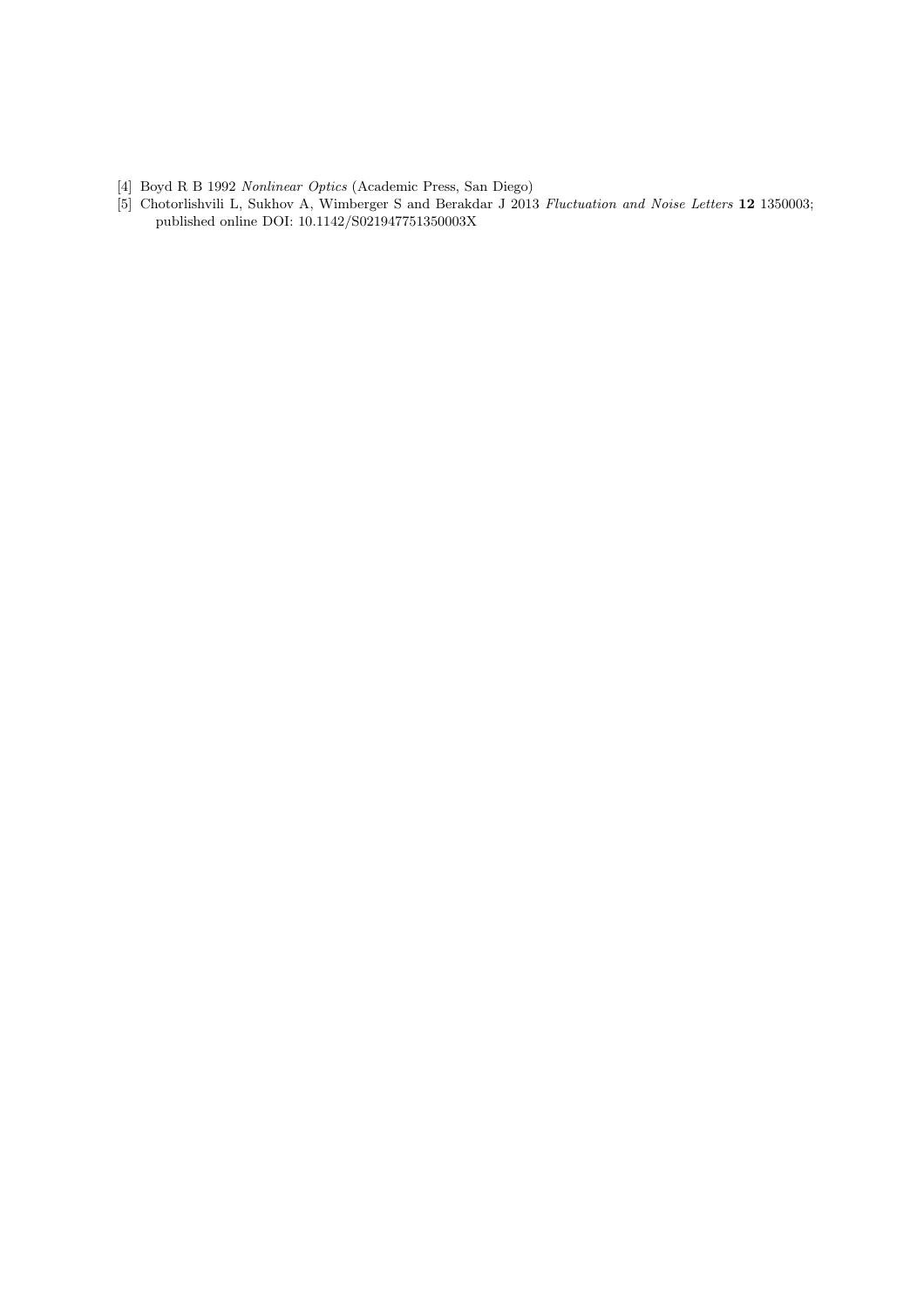[4] Boyd R B 1992 *Nonlinear Optics* (Academic Press, San Diego)

[5] Chotorlishvili L, Sukhov A, Wimberger S and Berakdar J 2013 *Fluctuation and Noise Letters* **12** 1350003; published online DOI: 10.1142/S021947751350003X